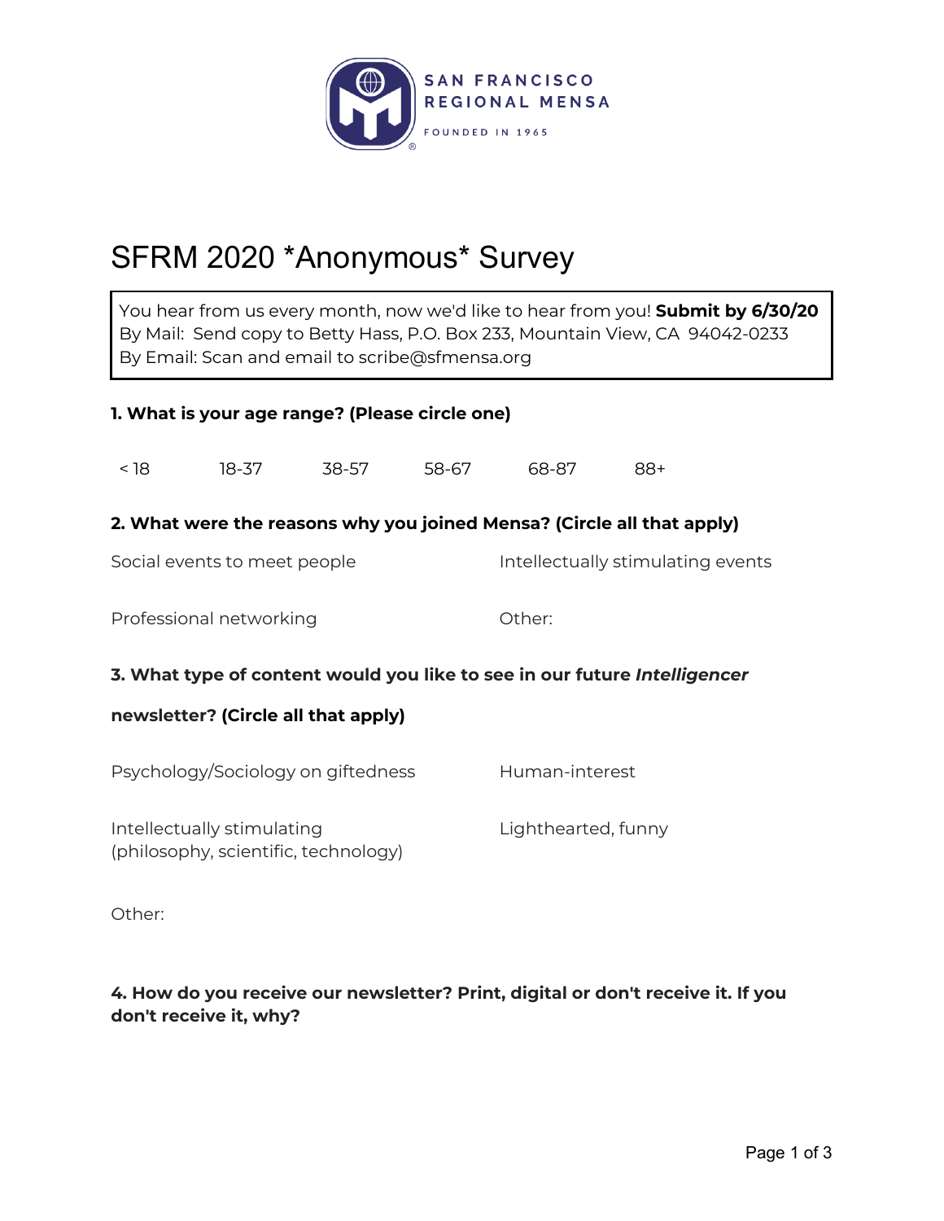SAN FRANCISCO REGIONAL MENSA

FOUNDED IN 1965

# SFRM 2020 *Anonymous* Survey

You hear from us every month, now we'd like to hear from you! **Submit by 6/30/20**
By Mail: Send copy to Betty Hass, P.O. Box 233, Mountain View, CA 94042-0233
By Email: Scan and email to scribe@sfmensa.org

**1. What is your age range? (Please circle one)**

< 18 &nbsp;&nbsp; 18-37 &nbsp;&nbsp; 38-57 &nbsp;&nbsp; 58-67 &nbsp;&nbsp; 68-87 &nbsp;&nbsp; 88+

**2. What were the reasons why you joined Mensa? (Circle all that apply)**

Social events to meet people

Intellectually stimulating events

Professional networking

Other:

**3. What type of content would you like to see in our future *Intelligencer* newsletter? (Circle all that apply)**

Psychology/Sociology on giftedness

Human-interest

Intellectually stimulating
(philosophy, scientific, technology)

Lighthearted, funny

Other:

**4. How do you receive our newsletter? Print, digital or don't receive it. If you don't receive it, why?**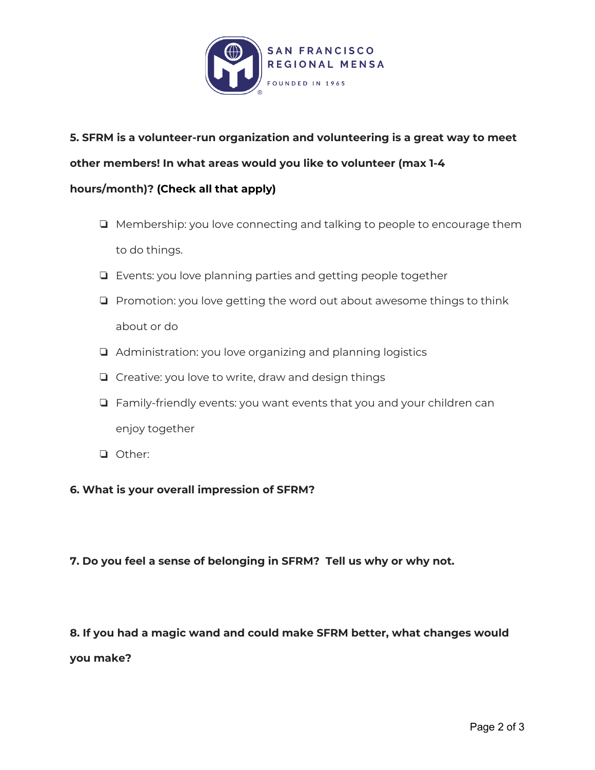SAN FRANCISCO REGIONAL MENSA

FOUNDED IN 1965

**5. SFRM is a volunteer-run organization and volunteering is a great way to meet other members! In what areas would you like to volunteer (max 1-4 hours/month)? (Check all that apply)**

- ❏ Membership: you love connecting and talking to people to encourage them to do things.
- ❏ Events: you love planning parties and getting people together
- ❏ Promotion: you love getting the word out about awesome things to think about or do
- ❏ Administration: you love organizing and planning logistics
- ❏ Creative: you love to write, draw and design things
- ❏ Family-friendly events: you want events that you and your children can enjoy together
- ❏ Other:

**6. What is your overall impression of SFRM?**

**7. Do you feel a sense of belonging in SFRM? Tell us why or why not.**

**8. If you had a magic wand and could make SFRM better, what changes would you make?**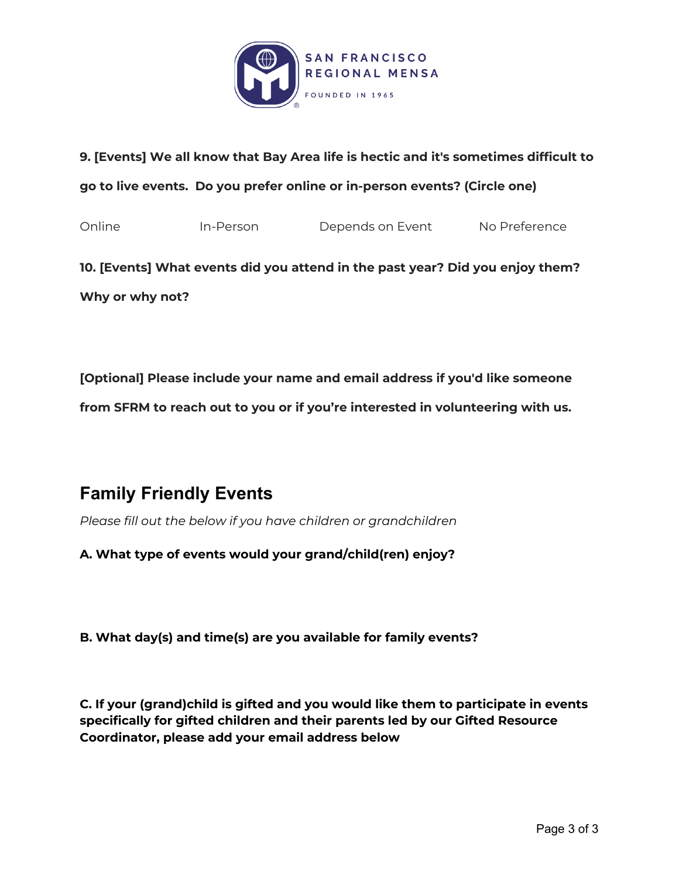**9. [Events] We all know that Bay Area life is hectic and it's sometimes difficult to go to live events. Do you prefer online or in-person events? (Circle one)**

Online In-Person Depends on Event No Preference

**10. [Events] What events did you attend in the past year? Did you enjoy them? Why or why not?**

**[Optional] Please include your name and email address if you'd like someone from SFRM to reach out to you or if you're interested in volunteering with us.**

## Family Friendly Events

*Please fill out the below if you have children or grandchildren*

**A. What type of events would your grand/child(ren) enjoy?**

**B. What day(s) and time(s) are you available for family events?**

**C. If your (grand)child is gifted and you would like them to participate in events specifically for gifted children and their parents led by our Gifted Resource Coordinator, please add your email address below**